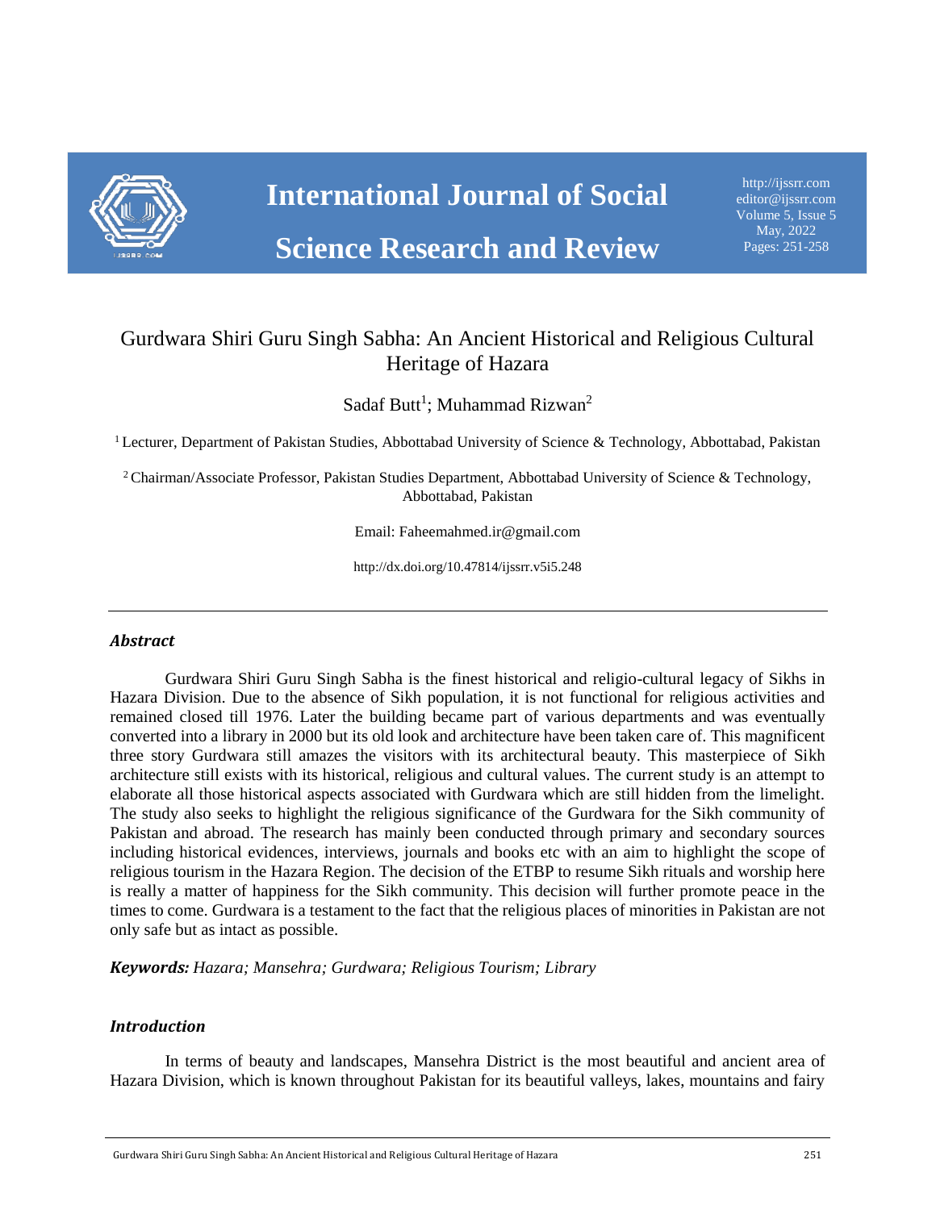# International Journal of Social Science Research and Review

http://ijssrr.com
editor@ijssrr.com
Volume 5, Issue 5
May, 2022
Pages: 251-258

## Gurdwara Shiri Guru Singh Sabha: An Ancient Historical and Religious Cultural Heritage of Hazara

Sadaf Butt[1]; Muhammad Rizwan[2]

[1] Lecturer, Department of Pakistan Studies, Abbottabad University of Science & Technology, Abbottabad, Pakistan

[2] Chairman/Associate Professor, Pakistan Studies Department, Abbottabad University of Science & Technology, Abbottabad, Pakistan

Email: Faheemahmed.ir@gmail.com

http://dx.doi.org/10.47814/ijssrr.v5i5.248

---

### *Abstract*

Gurdwara Shiri Guru Singh Sabha is the finest historical and religio-cultural legacy of Sikhs in Hazara Division. Due to the absence of Sikh population, it is not functional for religious activities and remained closed till 1976. Later the building became part of various departments and was eventually converted into a library in 2000 but its old look and architecture have been taken care of. This magnificent three story Gurdwara still amazes the visitors with its architectural beauty. This masterpiece of Sikh architecture still exists with its historical, religious and cultural values. The current study is an attempt to elaborate all those historical aspects associated with Gurdwara which are still hidden from the limelight. The study also seeks to highlight the religious significance of the Gurdwara for the Sikh community of Pakistan and abroad. The research has mainly been conducted through primary and secondary sources including historical evidences, interviews, journals and books etc with an aim to highlight the scope of religious tourism in the Hazara Region. The decision of the ETBP to resume Sikh rituals and worship here is really a matter of happiness for the Sikh community. This decision will further promote peace in the times to come. Gurdwara is a testament to the fact that the religious places of minorities in Pakistan are not only safe but as intact as possible.

***Keywords:*** *Hazara; Mansehra; Gurdwara; Religious Tourism; Library*

### *Introduction*

In terms of beauty and landscapes, Mansehra District is the most beautiful and ancient area of Hazara Division, which is known throughout Pakistan for its beautiful valleys, lakes, mountains and fairy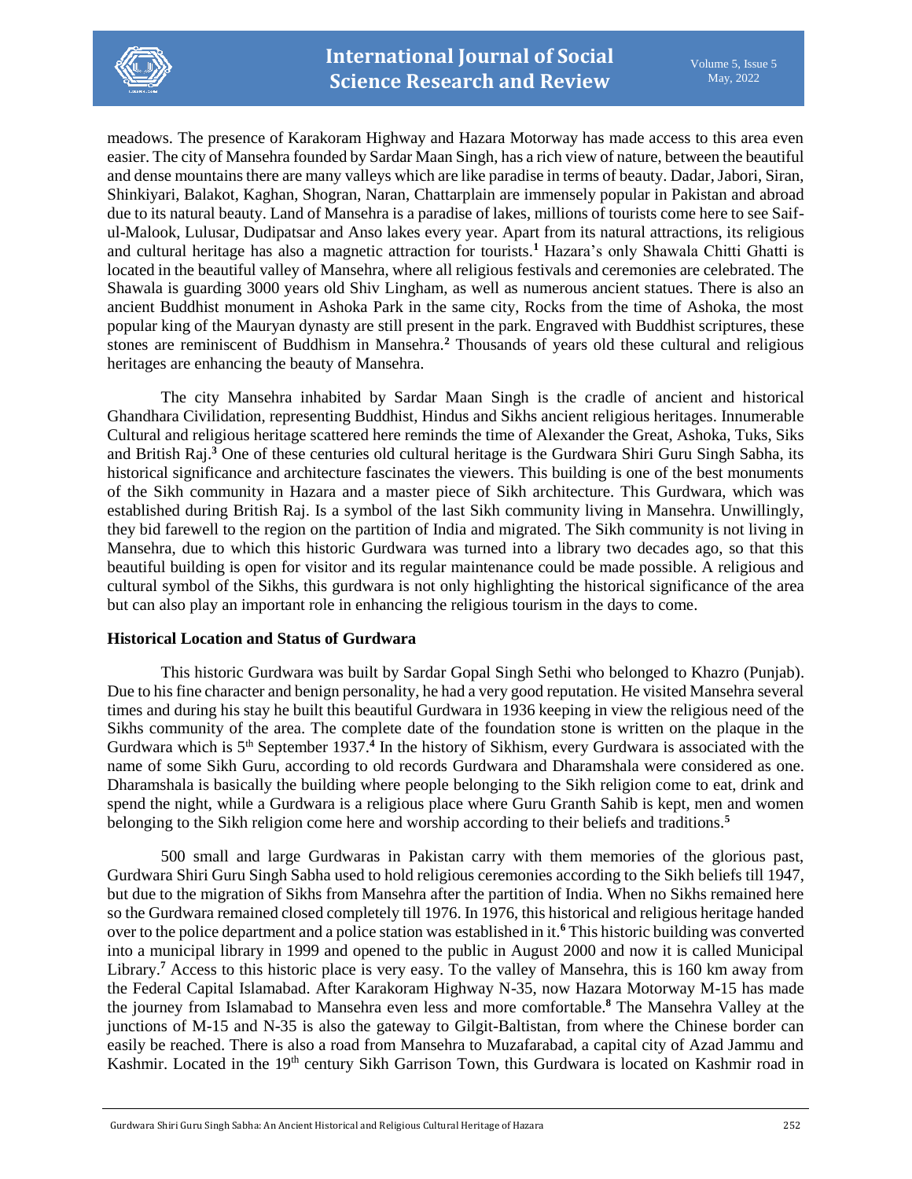meadows. The presence of Karakoram Highway and Hazara Motorway has made access to this area even easier. The city of Mansehra founded by Sardar Maan Singh, has a rich view of nature, between the beautiful and dense mountains there are many valleys which are like paradise in terms of beauty. Dadar, Jabori, Siran, Shinkiyari, Balakot, Kaghan, Shogran, Naran, Chattarplain are immensely popular in Pakistan and abroad due to its natural beauty. Land of Mansehra is a paradise of lakes, millions of tourists come here to see Saif-ul-Malook, Lulusar, Dudipatsar and Anso lakes every year. Apart from its natural attractions, its religious and cultural heritage has also a magnetic attraction for tourists.[1] Hazara's only Shawala Chitti Ghatti is located in the beautiful valley of Mansehra, where all religious festivals and ceremonies are celebrated. The Shawala is guarding 3000 years old Shiv Lingham, as well as numerous ancient statues. There is also an ancient Buddhist monument in Ashoka Park in the same city, Rocks from the time of Ashoka, the most popular king of the Mauryan dynasty are still present in the park. Engraved with Buddhist scriptures, these stones are reminiscent of Buddhism in Mansehra.[2] Thousands of years old these cultural and religious heritages are enhancing the beauty of Mansehra.

The city Mansehra inhabited by Sardar Maan Singh is the cradle of ancient and historical Ghandhara Civilidation, representing Buddhist, Hindus and Sikhs ancient religious heritages. Innumerable Cultural and religious heritage scattered here reminds the time of Alexander the Great, Ashoka, Tuks, Siks and British Raj.[3] One of these centuries old cultural heritage is the Gurdwara Shiri Guru Singh Sabha, its historical significance and architecture fascinates the viewers. This building is one of the best monuments of the Sikh community in Hazara and a master piece of Sikh architecture. This Gurdwara, which was established during British Raj. Is a symbol of the last Sikh community living in Mansehra. Unwillingly, they bid farewell to the region on the partition of India and migrated. The Sikh community is not living in Mansehra, due to which this historic Gurdwara was turned into a library two decades ago, so that this beautiful building is open for visitor and its regular maintenance could be made possible. A religious and cultural symbol of the Sikhs, this gurdwara is not only highlighting the historical significance of the area but can also play an important role in enhancing the religious tourism in the days to come.

**Historical Location and Status of Gurdwara**

This historic Gurdwara was built by Sardar Gopal Singh Sethi who belonged to Khazro (Punjab). Due to his fine character and benign personality, he had a very good reputation. He visited Mansehra several times and during his stay he built this beautiful Gurdwara in 1936 keeping in view the religious need of the Sikhs community of the area. The complete date of the foundation stone is written on the plaque in the Gurdwara which is 5th September 1937.[4] In the history of Sikhism, every Gurdwara is associated with the name of some Sikh Guru, according to old records Gurdwara and Dharamshala were considered as one. Dharamshala is basically the building where people belonging to the Sikh religion come to eat, drink and spend the night, while a Gurdwara is a religious place where Guru Granth Sahib is kept, men and women belonging to the Sikh religion come here and worship according to their beliefs and traditions.[5]

500 small and large Gurdwaras in Pakistan carry with them memories of the glorious past, Gurdwara Shiri Guru Singh Sabha used to hold religious ceremonies according to the Sikh beliefs till 1947, but due to the migration of Sikhs from Mansehra after the partition of India. When no Sikhs remained here so the Gurdwara remained closed completely till 1976. In 1976, this historical and religious heritage handed over to the police department and a police station was established in it.[6] This historic building was converted into a municipal library in 1999 and opened to the public in August 2000 and now it is called Municipal Library.[7] Access to this historic place is very easy. To the valley of Mansehra, this is 160 km away from the Federal Capital Islamabad. After Karakoram Highway N-35, now Hazara Motorway M-15 has made the journey from Islamabad to Mansehra even less and more comfortable.[8] The Mansehra Valley at the junctions of M-15 and N-35 is also the gateway to Gilgit-Baltistan, from where the Chinese border can easily be reached. There is also a road from Mansehra to Muzafarabad, a capital city of Azad Jammu and Kashmir. Located in the 19th century Sikh Garrison Town, this Gurdwara is located on Kashmir road in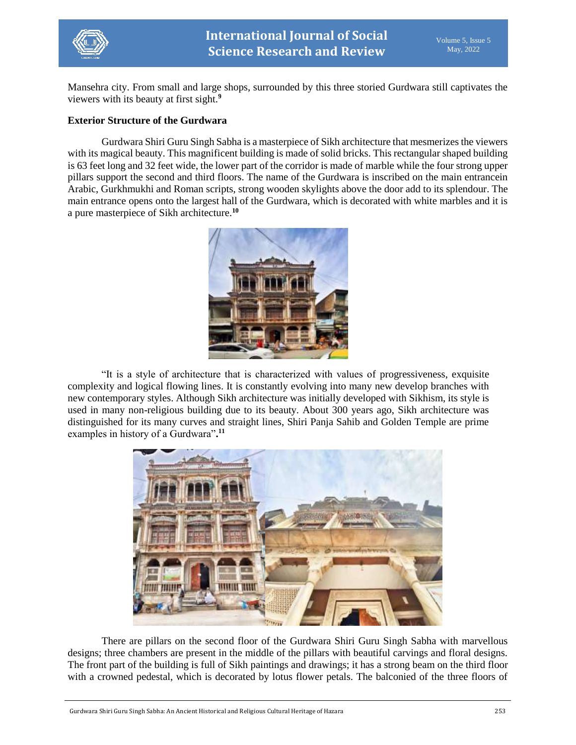Mansehra city. From small and large shops, surrounded by this three storied Gurdwara still captivates the viewers with its beauty at first sight.[9]

**Exterior Structure of the Gurdwara**

Gurdwara Shiri Guru Singh Sabha is a masterpiece of Sikh architecture that mesmerizes the viewers with its magical beauty. This magnificent building is made of solid bricks. This rectangular shaped building is 63 feet long and 32 feet wide, the lower part of the corridor is made of marble while the four strong upper pillars support the second and third floors. The name of the Gurdwara is inscribed on the main entrancein Arabic, Gurkhmukhi and Roman scripts, strong wooden skylights above the door add to its splendour. The main entrance opens onto the largest hall of the Gurdwara, which is decorated with white marbles and it is a pure masterpiece of Sikh architecture.[10]

"It is a style of architecture that is characterized with values of progressiveness, exquisite complexity and logical flowing lines. It is constantly evolving into many new develop branches with new contemporary styles. Although Sikh architecture was initially developed with Sikhism, its style is used in many non-religious building due to its beauty. About 300 years ago, Sikh architecture was distinguished for its many curves and straight lines, Shiri Panja Sahib and Golden Temple are prime examples in history of a Gurdwara".[11]

There are pillars on the second floor of the Gurdwara Shiri Guru Singh Sabha with marvellous designs; three chambers are present in the middle of the pillars with beautiful carvings and floral designs. The front part of the building is full of Sikh paintings and drawings; it has a strong beam on the third floor with a crowned pedestal, which is decorated by lotus flower petals. The balconied of the three floors of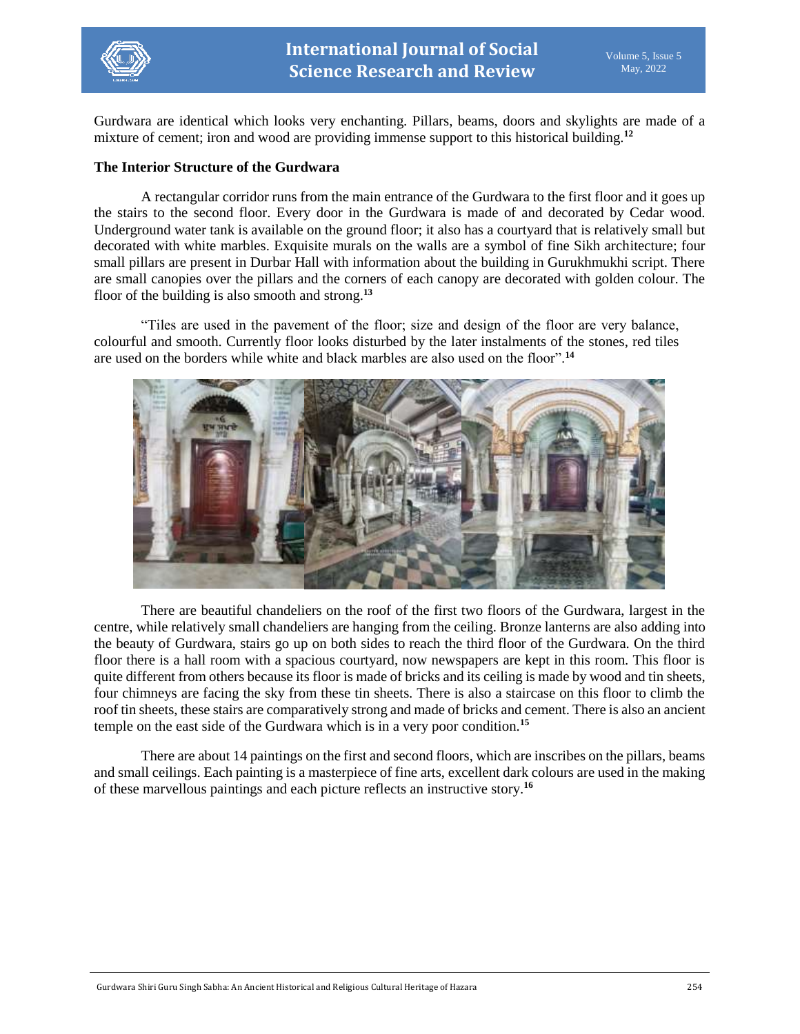Gurdwara are identical which looks very enchanting. Pillars, beams, doors and skylights are made of a mixture of cement; iron and wood are providing immense support to this historical building.[12]

### The Interior Structure of the Gurdwara

A rectangular corridor runs from the main entrance of the Gurdwara to the first floor and it goes up the stairs to the second floor. Every door in the Gurdwara is made of and decorated by Cedar wood. Underground water tank is available on the ground floor; it also has a courtyard that is relatively small but decorated with white marbles. Exquisite murals on the walls are a symbol of fine Sikh architecture; four small pillars are present in Durbar Hall with information about the building in Gurukhmukhi script. There are small canopies over the pillars and the corners of each canopy are decorated with golden colour. The floor of the building is also smooth and strong.[13]

"Tiles are used in the pavement of the floor; size and design of the floor are very balance, colourful and smooth. Currently floor looks disturbed by the later instalments of the stones, red tiles are used on the borders while white and black marbles are also used on the floor".[14]

There are beautiful chandeliers on the roof of the first two floors of the Gurdwara, largest in the centre, while relatively small chandeliers are hanging from the ceiling. Bronze lanterns are also adding into the beauty of Gurdwara, stairs go up on both sides to reach the third floor of the Gurdwara. On the third floor there is a hall room with a spacious courtyard, now newspapers are kept in this room. This floor is quite different from others because its floor is made of bricks and its ceiling is made by wood and tin sheets, four chimneys are facing the sky from these tin sheets. There is also a staircase on this floor to climb the roof tin sheets, these stairs are comparatively strong and made of bricks and cement. There is also an ancient temple on the east side of the Gurdwara which is in a very poor condition.[15]

There are about 14 paintings on the first and second floors, which are inscribes on the pillars, beams and small ceilings. Each painting is a masterpiece of fine arts, excellent dark colours are used in the making of these marvellous paintings and each picture reflects an instructive story.[16]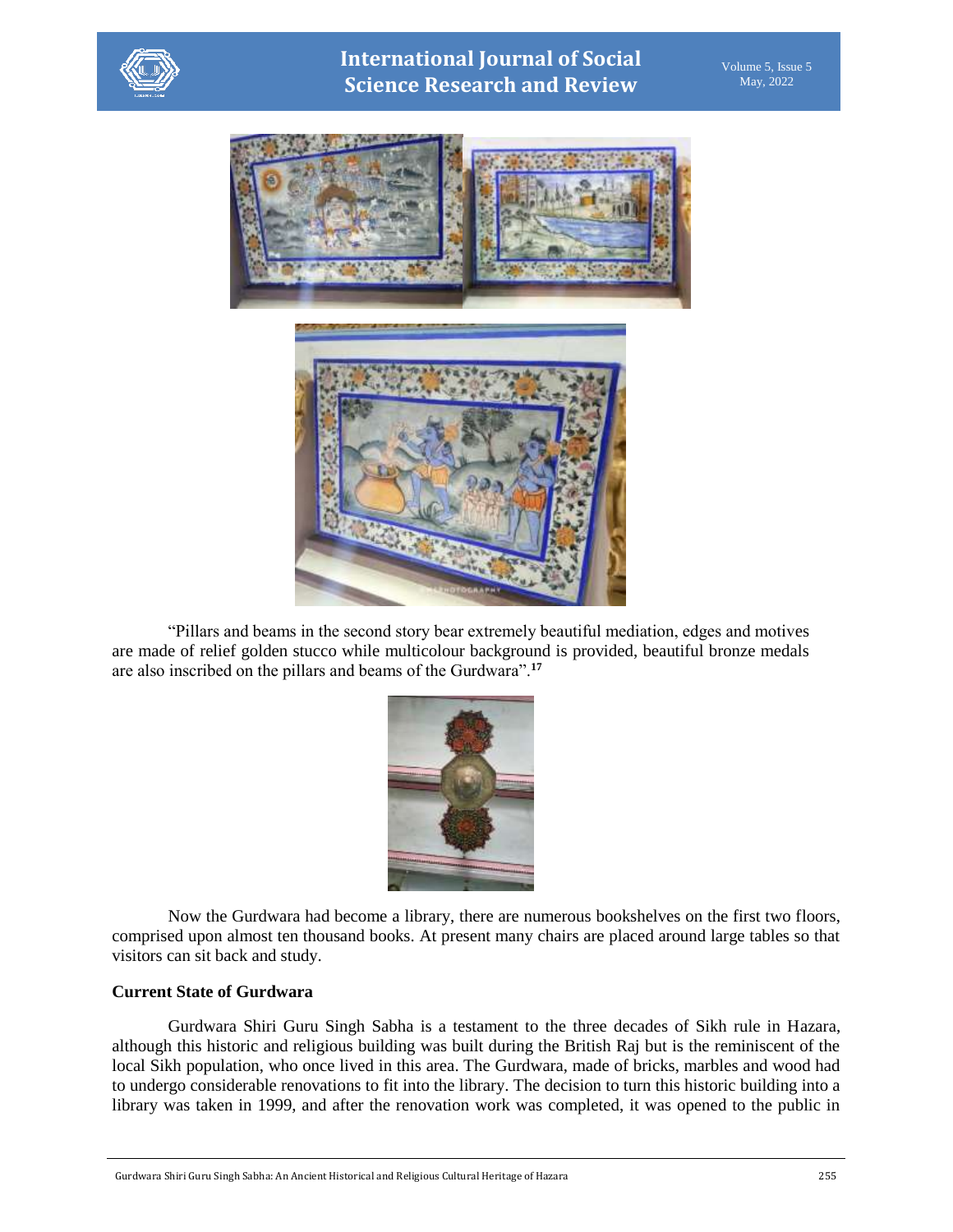"Pillars and beams in the second story bear extremely beautiful mediation, edges and motives are made of relief golden stucco while multicolour background is provided, beautiful bronze medals are also inscribed on the pillars and beams of the Gurdwara".[17]

Now the Gurdwara had become a library, there are numerous bookshelves on the first two floors, comprised upon almost ten thousand books. At present many chairs are placed around large tables so that visitors can sit back and study.

**Current State of Gurdwara**

Gurdwara Shiri Guru Singh Sabha is a testament to the three decades of Sikh rule in Hazara, although this historic and religious building was built during the British Raj but is the reminiscent of the local Sikh population, who once lived in this area. The Gurdwara, made of bricks, marbles and wood had to undergo considerable renovations to fit into the library. The decision to turn this historic building into a library was taken in 1999, and after the renovation work was completed, it was opened to the public in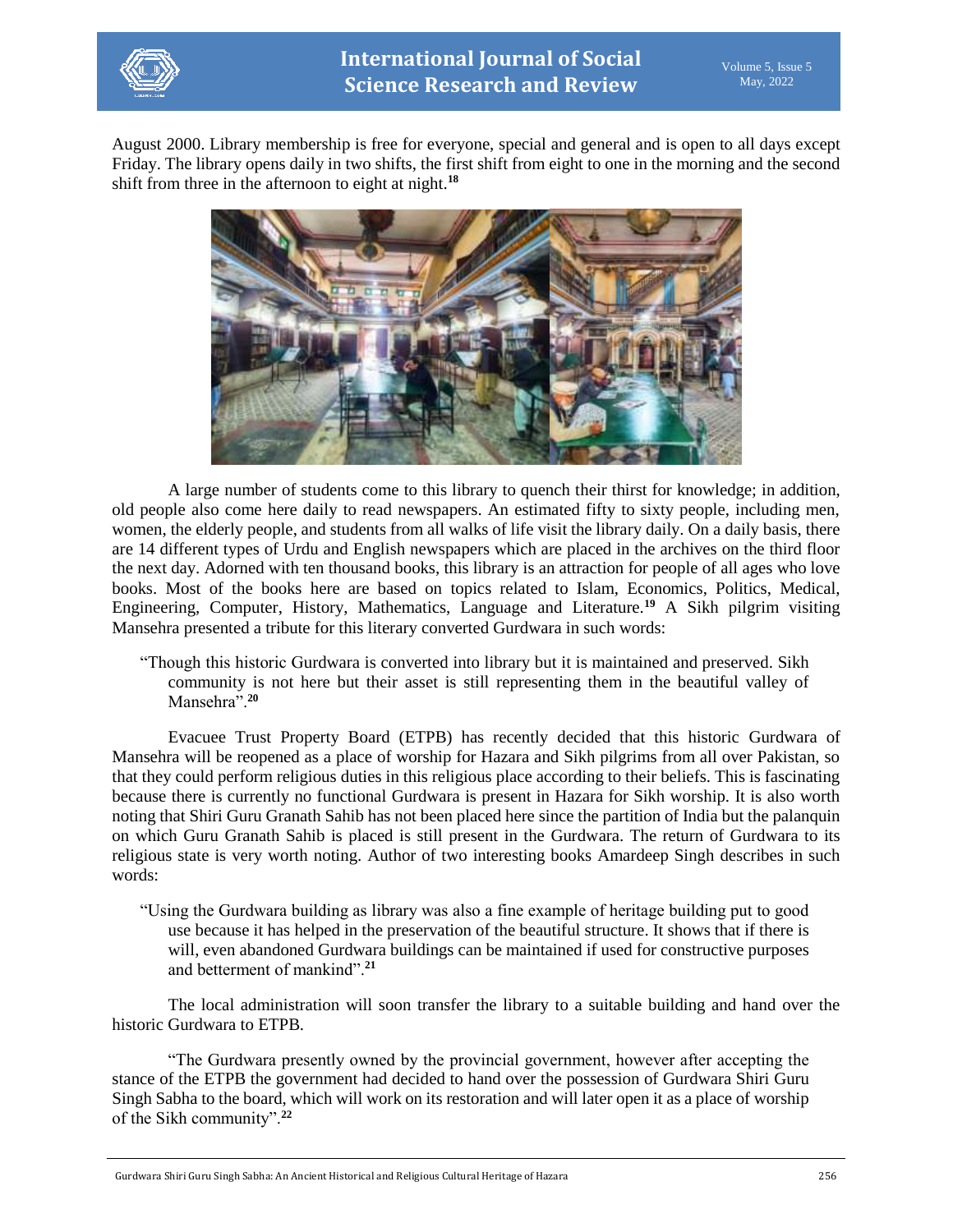August 2000. Library membership is free for everyone, special and general and is open to all days except Friday. The library opens daily in two shifts, the first shift from eight to one in the morning and the second shift from three in the afternoon to eight at night.[18]

A large number of students come to this library to quench their thirst for knowledge; in addition, old people also come here daily to read newspapers. An estimated fifty to sixty people, including men, women, the elderly people, and students from all walks of life visit the library daily. On a daily basis, there are 14 different types of Urdu and English newspapers which are placed in the archives on the third floor the next day. Adorned with ten thousand books, this library is an attraction for people of all ages who love books. Most of the books here are based on topics related to Islam, Economics, Politics, Medical, Engineering, Computer, History, Mathematics, Language and Literature.[19] A Sikh pilgrim visiting Mansehra presented a tribute for this literary converted Gurdwara in such words:

> "Though this historic Gurdwara is converted into library but it is maintained and preserved. Sikh community is not here but their asset is still representing them in the beautiful valley of Mansehra".[20]

Evacuee Trust Property Board (ETPB) has recently decided that this historic Gurdwara of Mansehra will be reopened as a place of worship for Hazara and Sikh pilgrims from all over Pakistan, so that they could perform religious duties in this religious place according to their beliefs. This is fascinating because there is currently no functional Gurdwara is present in Hazara for Sikh worship. It is also worth noting that Shiri Guru Granath Sahib has not been placed here since the partition of India but the palanquin on which Guru Granath Sahib is placed is still present in the Gurdwara. The return of Gurdwara to its religious state is very worth noting. Author of two interesting books Amardeep Singh describes in such words:

> "Using the Gurdwara building as library was also a fine example of heritage building put to good use because it has helped in the preservation of the beautiful structure. It shows that if there is will, even abandoned Gurdwara buildings can be maintained if used for constructive purposes and betterment of mankind".[21]

The local administration will soon transfer the library to a suitable building and hand over the historic Gurdwara to ETPB.

"The Gurdwara presently owned by the provincial government, however after accepting the stance of the ETPB the government had decided to hand over the possession of Gurdwara Shiri Guru Singh Sabha to the board, which will work on its restoration and will later open it as a place of worship of the Sikh community".[22]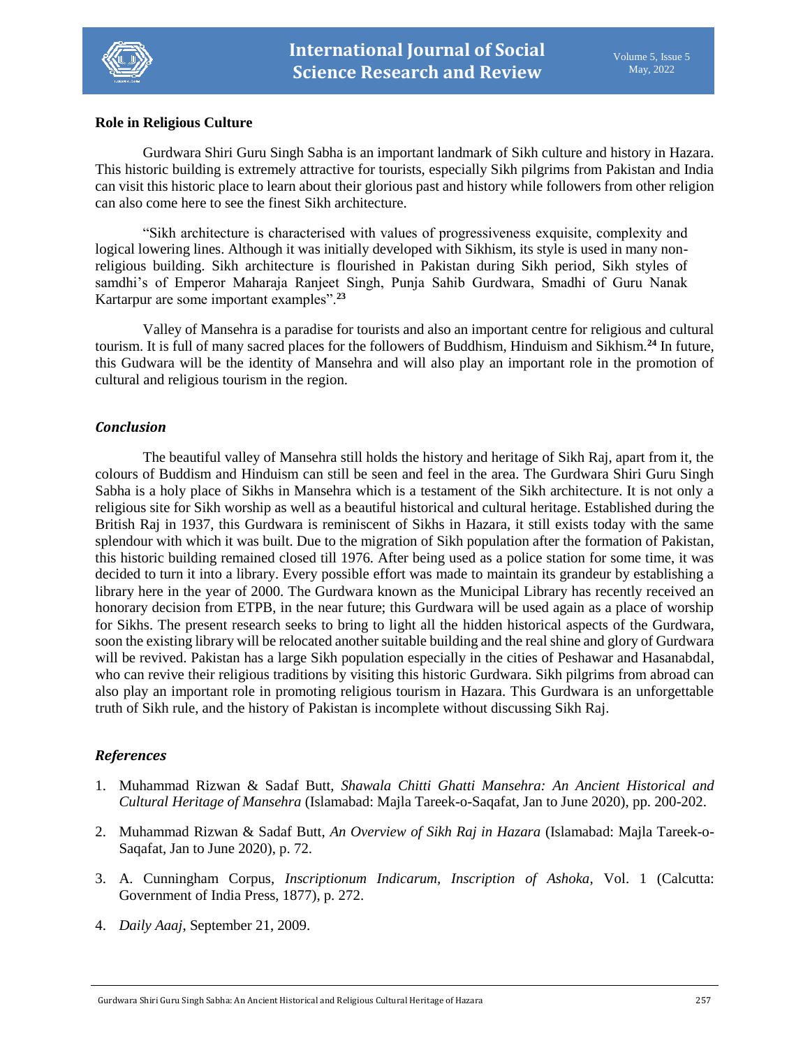**Role in Religious Culture**

Gurdwara Shiri Guru Singh Sabha is an important landmark of Sikh culture and history in Hazara. This historic building is extremely attractive for tourists, especially Sikh pilgrims from Pakistan and India can visit this historic place to learn about their glorious past and history while followers from other religion can also come here to see the finest Sikh architecture.

"Sikh architecture is characterised with values of progressiveness exquisite, complexity and logical lowering lines. Although it was initially developed with Sikhism, its style is used in many non-religious building. Sikh architecture is flourished in Pakistan during Sikh period, Sikh styles of samdhi's of Emperor Maharaja Ranjeet Singh, Punja Sahib Gurdwara, Smadhi of Guru Nanak Kartarpur are some important examples".[23]

Valley of Mansehra is a paradise for tourists and also an important centre for religious and cultural tourism. It is full of many sacred places for the followers of Buddhism, Hinduism and Sikhism.[24] In future, this Gudwara will be the identity of Mansehra and will also play an important role in the promotion of cultural and religious tourism in the region.

## *Conclusion*

The beautiful valley of Mansehra still holds the history and heritage of Sikh Raj, apart from it, the colours of Buddism and Hinduism can still be seen and feel in the area. The Gurdwara Shiri Guru Singh Sabha is a holy place of Sikhs in Mansehra which is a testament of the Sikh architecture. It is not only a religious site for Sikh worship as well as a beautiful historical and cultural heritage. Established during the British Raj in 1937, this Gurdwara is reminiscent of Sikhs in Hazara, it still exists today with the same splendour with which it was built. Due to the migration of Sikh population after the formation of Pakistan, this historic building remained closed till 1976. After being used as a police station for some time, it was decided to turn it into a library. Every possible effort was made to maintain its grandeur by establishing a library here in the year of 2000. The Gurdwara known as the Municipal Library has recently received an honorary decision from ETPB, in the near future; this Gurdwara will be used again as a place of worship for Sikhs. The present research seeks to bring to light all the hidden historical aspects of the Gurdwara, soon the existing library will be relocated another suitable building and the real shine and glory of Gurdwara will be revived. Pakistan has a large Sikh population especially in the cities of Peshawar and Hasanabdal, who can revive their religious traditions by visiting this historic Gurdwara. Sikh pilgrims from abroad can also play an important role in promoting religious tourism in Hazara. This Gurdwara is an unforgettable truth of Sikh rule, and the history of Pakistan is incomplete without discussing Sikh Raj.

## *References*

1. Muhammad Rizwan & Sadaf Butt, *Shawala Chitti Ghatti Mansehra: An Ancient Historical and Cultural Heritage of Mansehra* (Islamabad: Majla Tareek-o-Saqafat, Jan to June 2020), pp. 200-202.
2. Muhammad Rizwan & Sadaf Butt, *An Overview of Sikh Raj in Hazara* (Islamabad: Majla Tareek-o-Saqafat, Jan to June 2020), p. 72.
3. A. Cunningham Corpus, *Inscriptionum Indicarum, Inscription of Ashoka*, Vol. 1 (Calcutta: Government of India Press, 1877), p. 272.
4. *Daily Aaaj*, September 21, 2009.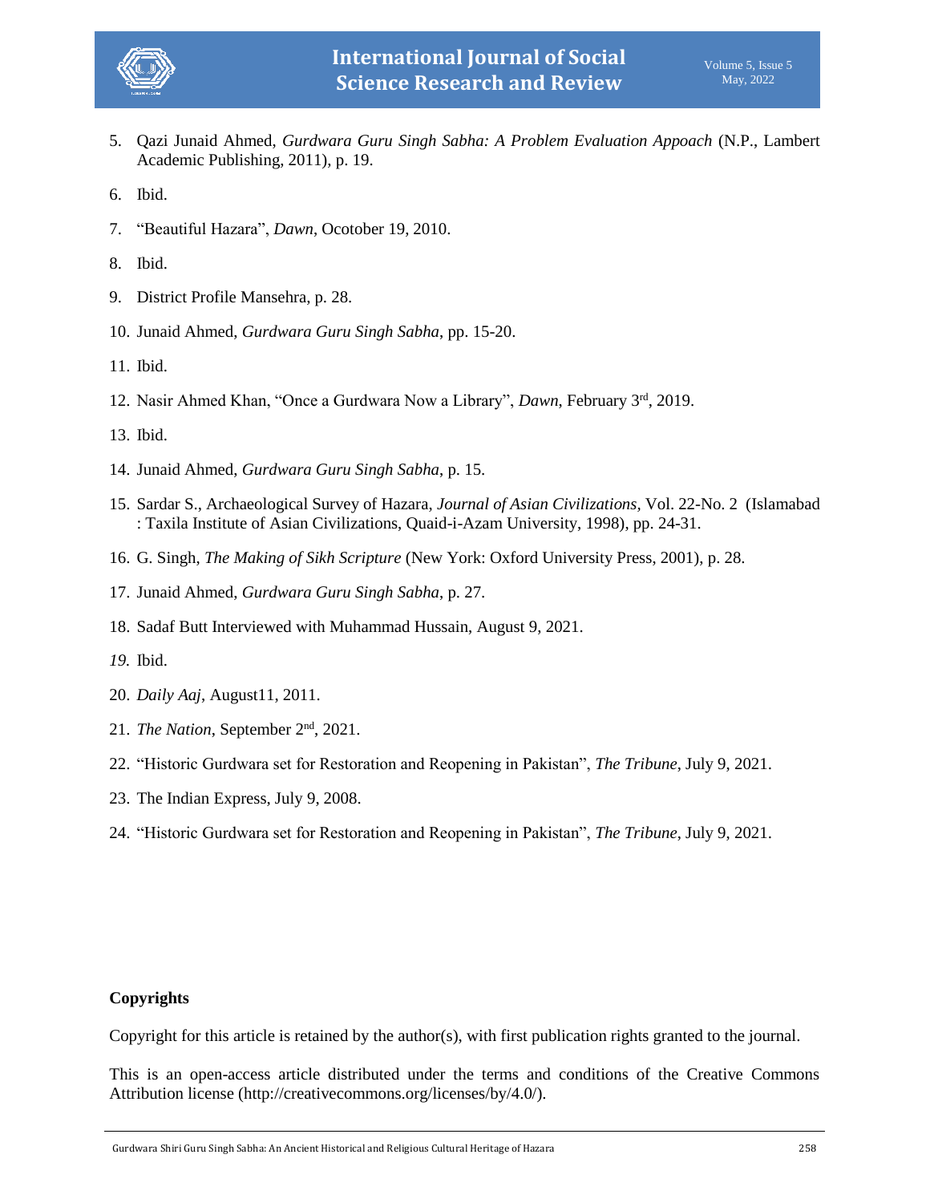5. Qazi Junaid Ahmed, *Gurdwara Guru Singh Sabha: A Problem Evaluation Appoach* (N.P., Lambert Academic Publishing, 2011), p. 19.
6. Ibid.
7. "Beautiful Hazara", *Dawn*, Ocotober 19, 2010.
8. Ibid.
9. District Profile Mansehra, p. 28.
10. Junaid Ahmed, *Gurdwara Guru Singh Sabha*, pp. 15-20.
11. Ibid.
12. Nasir Ahmed Khan, "Once a Gurdwara Now a Library", *Dawn*, February 3rd, 2019.
13. Ibid.
14. Junaid Ahmed, *Gurdwara Guru Singh Sabha*, p. 15.
15. Sardar S., Archaeological Survey of Hazara, *Journal of Asian Civilizations*, Vol. 22-No. 2 (Islamabad : Taxila Institute of Asian Civilizations, Quaid-i-Azam University, 1998), pp. 24-31.
16. G. Singh, *The Making of Sikh Scripture* (New York: Oxford University Press, 2001), p. 28.
17. Junaid Ahmed, *Gurdwara Guru Singh Sabha*, p. 27.
18. Sadaf Butt Interviewed with Muhammad Hussain, August 9, 2021.
19. Ibid.
20. *Daily Aaj*, August11, 2011.
21. *The Nation*, September 2nd, 2021.
22. "Historic Gurdwara set for Restoration and Reopening in Pakistan", *The Tribune*, July 9, 2021.
23. The Indian Express, July 9, 2008.
24. "Historic Gurdwara set for Restoration and Reopening in Pakistan", *The Tribune*, July 9, 2021.

**Copyrights**

Copyright for this article is retained by the author(s), with first publication rights granted to the journal.

This is an open-access article distributed under the terms and conditions of the Creative Commons Attribution license (http://creativecommons.org/licenses/by/4.0/).